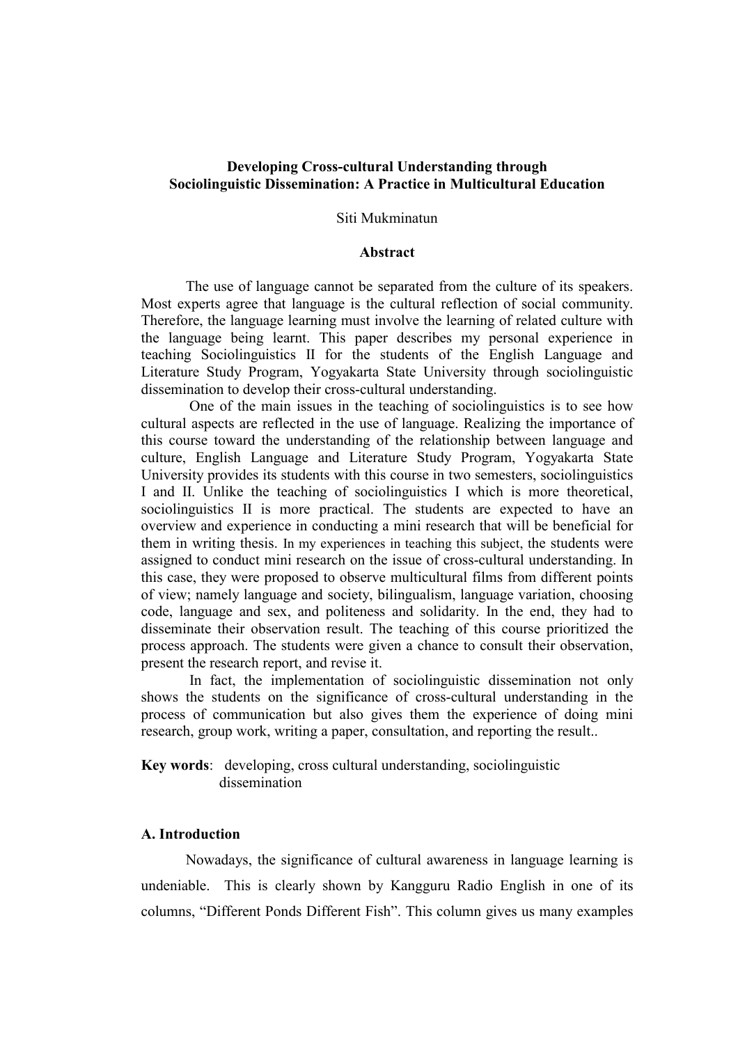**Developing Cross-cultural Understanding through Sociolinguistic Dissemination: A Practice in Multicultural Education**

Siti Mukminatun

**Abstract**

The use of language cannot be separated from the culture of its speakers. Most experts agree that language is the cultural reflection of social community. Therefore, the language learning must involve the learning of related culture with the language being learnt. This paper describes my personal experience in teaching Sociolinguistics II for the students of the English Language and Literature Study Program, Yogyakarta State University through sociolinguistic dissemination to develop their cross-cultural understanding.

One of the main issues in the teaching of sociolinguistics is to see how cultural aspects are reflected in the use of language. Realizing the importance of this course toward the understanding of the relationship between language and culture, English Language and Literature Study Program, Yogyakarta State University provides its students with this course in two semesters, sociolinguistics I and II. Unlike the teaching of sociolinguistics I which is more theoretical, sociolinguistics II is more practical. The students are expected to have an overview and experience in conducting a mini research that will be beneficial for them in writing thesis. In my experiences in teaching this subject, the students were assigned to conduct mini research on the issue of cross-cultural understanding. In this case, they were proposed to observe multicultural films from different points of view; namely language and society, bilingualism, language variation, choosing code, language and sex, and politeness and solidarity. In the end, they had to disseminate their observation result. The teaching of this course prioritized the process approach. The students were given a chance to consult their observation, present the research report, and revise it.

In fact, the implementation of sociolinguistic dissemination not only shows the students on the significance of cross-cultural understanding in the process of communication but also gives them the experience of doing mini research, group work, writing a paper, consultation, and reporting the result..

**Key words**: developing, cross cultural understanding, sociolinguistic dissemination

## A. Introduction

Nowadays, the significance of cultural awareness in language learning is undeniable. This is clearly shown by Kangguru Radio English in one of its columns, "Different Ponds Different Fish". This column gives us many examples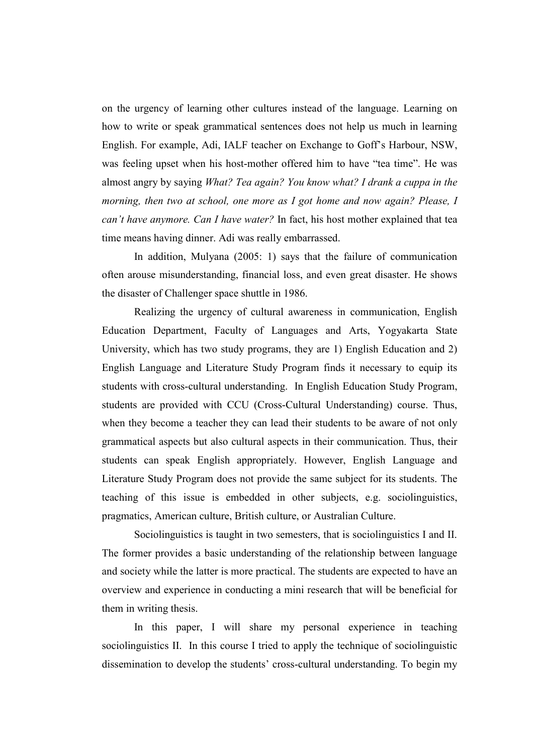on the urgency of learning other cultures instead of the language. Learning on how to write or speak grammatical sentences does not help us much in learning English. For example, Adi, IALF teacher on Exchange to Goff's Harbour, NSW, was feeling upset when his host-mother offered him to have "tea time". He was almost angry by saying *What? Tea again? You know what? I drank a cuppa in the morning, then two at school, one more as I got home and now again? Please, I can't have anymore. Can I have water?* In fact, his host mother explained that tea time means having dinner. Adi was really embarrassed.

In addition, Mulyana (2005: 1) says that the failure of communication often arouse misunderstanding, financial loss, and even great disaster. He shows the disaster of Challenger space shuttle in 1986.

Realizing the urgency of cultural awareness in communication, English Education Department, Faculty of Languages and Arts, Yogyakarta State University, which has two study programs, they are 1) English Education and 2) English Language and Literature Study Program finds it necessary to equip its students with cross-cultural understanding. In English Education Study Program, students are provided with CCU (Cross-Cultural Understanding) course. Thus, when they become a teacher they can lead their students to be aware of not only grammatical aspects but also cultural aspects in their communication. Thus, their students can speak English appropriately. However, English Language and Literature Study Program does not provide the same subject for its students. The teaching of this issue is embedded in other subjects, e.g. sociolinguistics, pragmatics, American culture, British culture, or Australian Culture.

Sociolinguistics is taught in two semesters, that is sociolinguistics I and II. The former provides a basic understanding of the relationship between language and society while the latter is more practical. The students are expected to have an overview and experience in conducting a mini research that will be beneficial for them in writing thesis.

In this paper, I will share my personal experience in teaching sociolinguistics II. In this course I tried to apply the technique of sociolinguistic dissemination to develop the students' cross-cultural understanding. To begin my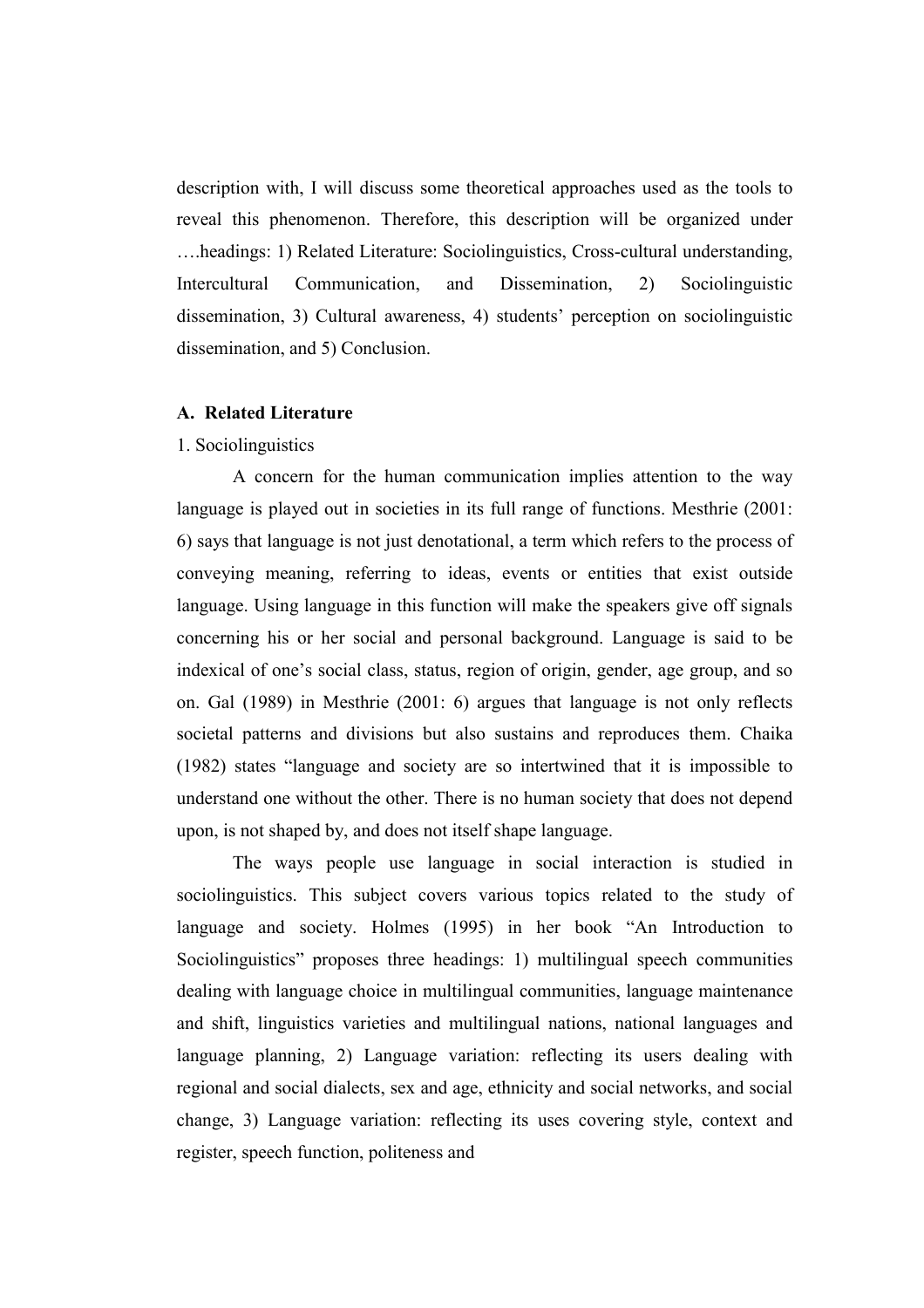description with, I will discuss some theoretical approaches used as the tools to reveal this phenomenon. Therefore, this description will be organized under ….headings: 1) Related Literature: Sociolinguistics, Cross-cultural understanding, Intercultural Communication, and Dissemination, 2) Sociolinguistic dissemination, 3) Cultural awareness, 4) students' perception on sociolinguistic dissemination, and 5) Conclusion.

**A. Related Literature**

1. Sociolinguistics

A concern for the human communication implies attention to the way language is played out in societies in its full range of functions. Mesthrie (2001: 6) says that language is not just denotational, a term which refers to the process of conveying meaning, referring to ideas, events or entities that exist outside language. Using language in this function will make the speakers give off signals concerning his or her social and personal background. Language is said to be indexical of one's social class, status, region of origin, gender, age group, and so on. Gal (1989) in Mesthrie (2001: 6) argues that language is not only reflects societal patterns and divisions but also sustains and reproduces them. Chaika (1982) states "language and society are so intertwined that it is impossible to understand one without the other. There is no human society that does not depend upon, is not shaped by, and does not itself shape language.

The ways people use language in social interaction is studied in sociolinguistics. This subject covers various topics related to the study of language and society. Holmes (1995) in her book "An Introduction to Sociolinguistics" proposes three headings: 1) multilingual speech communities dealing with language choice in multilingual communities, language maintenance and shift, linguistics varieties and multilingual nations, national languages and language planning, 2) Language variation: reflecting its users dealing with regional and social dialects, sex and age, ethnicity and social networks, and social change, 3) Language variation: reflecting its uses covering style, context and register, speech function, politeness and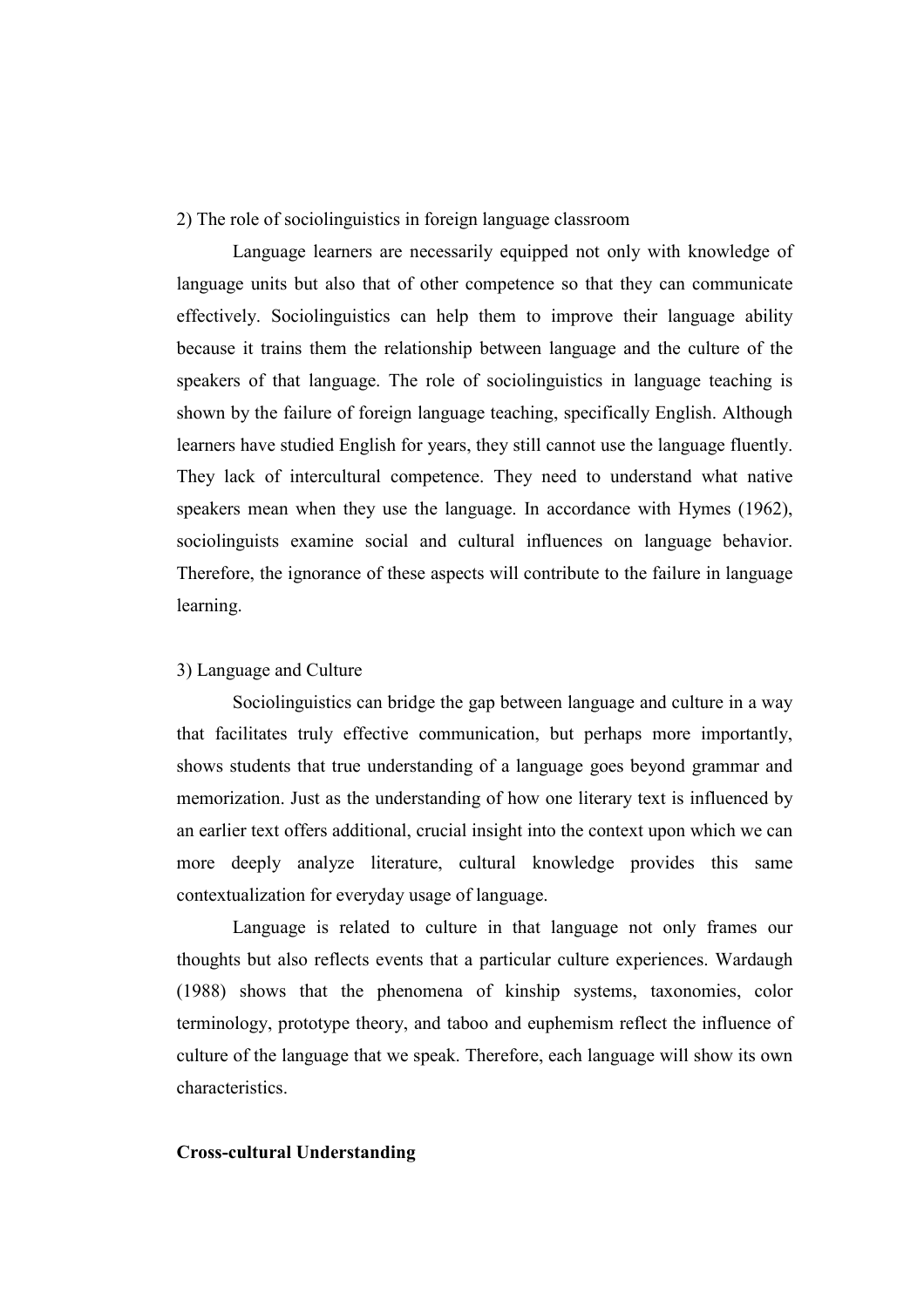2) The role of sociolinguistics in foreign language classroom

Language learners are necessarily equipped not only with knowledge of language units but also that of other competence so that they can communicate effectively. Sociolinguistics can help them to improve their language ability because it trains them the relationship between language and the culture of the speakers of that language. The role of sociolinguistics in language teaching is shown by the failure of foreign language teaching, specifically English. Although learners have studied English for years, they still cannot use the language fluently. They lack of intercultural competence. They need to understand what native speakers mean when they use the language. In accordance with Hymes (1962), sociolinguists examine social and cultural influences on language behavior. Therefore, the ignorance of these aspects will contribute to the failure in language learning.

3) Language and Culture

Sociolinguistics can bridge the gap between language and culture in a way that facilitates truly effective communication, but perhaps more importantly, shows students that true understanding of a language goes beyond grammar and memorization. Just as the understanding of how one literary text is influenced by an earlier text offers additional, crucial insight into the context upon which we can more deeply analyze literature, cultural knowledge provides this same contextualization for everyday usage of language.

Language is related to culture in that language not only frames our thoughts but also reflects events that a particular culture experiences. Wardaugh (1988) shows that the phenomena of kinship systems, taxonomies, color terminology, prototype theory, and taboo and euphemism reflect the influence of culture of the language that we speak. Therefore, each language will show its own characteristics.

**Cross-cultural Understanding**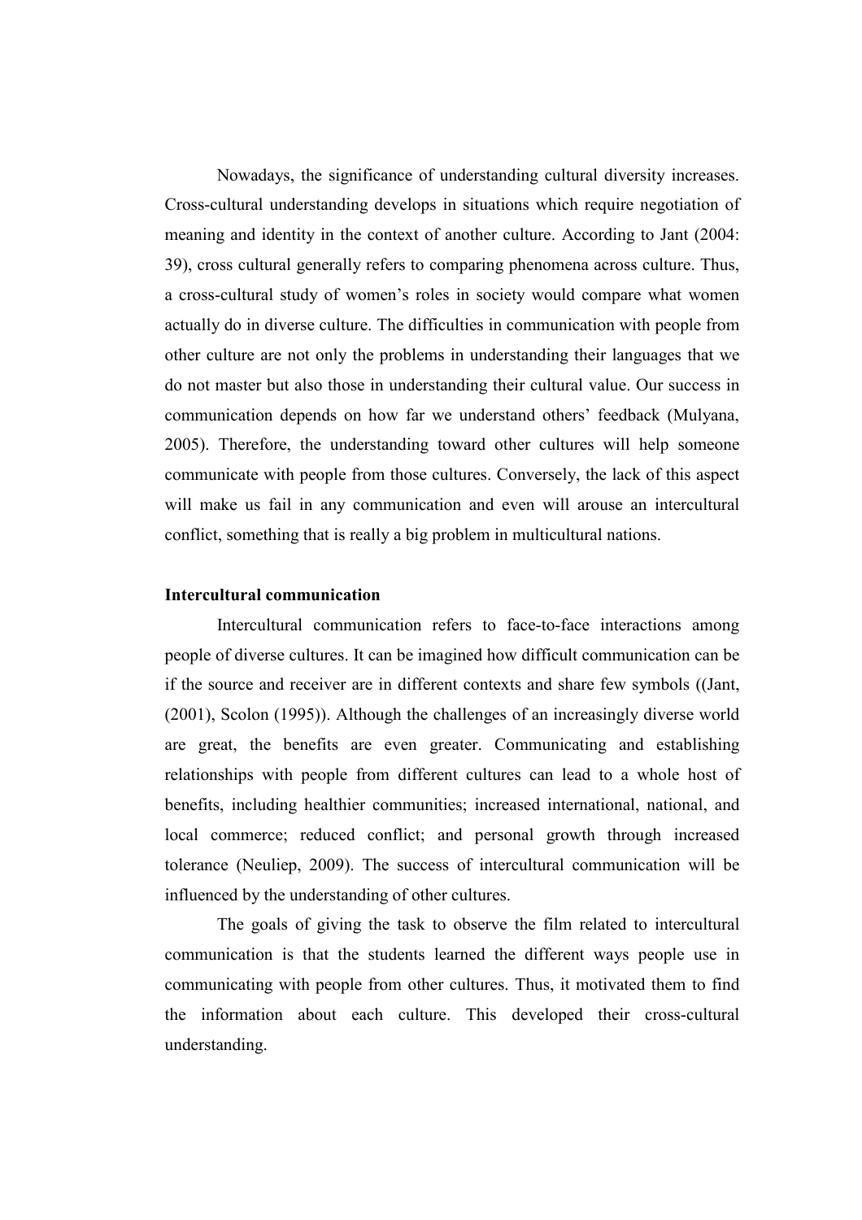Nowadays, the significance of understanding cultural diversity increases. Cross-cultural understanding develops in situations which require negotiation of meaning and identity in the context of another culture. According to Jant (2004: 39), cross cultural generally refers to comparing phenomena across culture. Thus, a cross-cultural study of women's roles in society would compare what women actually do in diverse culture. The difficulties in communication with people from other culture are not only the problems in understanding their languages that we do not master but also those in understanding their cultural value. Our success in communication depends on how far we understand others' feedback (Mulyana, 2005). Therefore, the understanding toward other cultures will help someone communicate with people from those cultures. Conversely, the lack of this aspect will make us fail in any communication and even will arouse an intercultural conflict, something that is really a big problem in multicultural nations.

**Intercultural communication**

Intercultural communication refers to face-to-face interactions among people of diverse cultures. It can be imagined how difficult communication can be if the source and receiver are in different contexts and share few symbols ((Jant, (2001), Scolon (1995)). Although the challenges of an increasingly diverse world are great, the benefits are even greater. Communicating and establishing relationships with people from different cultures can lead to a whole host of benefits, including healthier communities; increased international, national, and local commerce; reduced conflict; and personal growth through increased tolerance (Neuliep, 2009). The success of intercultural communication will be influenced by the understanding of other cultures.

The goals of giving the task to observe the film related to intercultural communication is that the students learned the different ways people use in communicating with people from other cultures. Thus, it motivated them to find the information about each culture. This developed their cross-cultural understanding.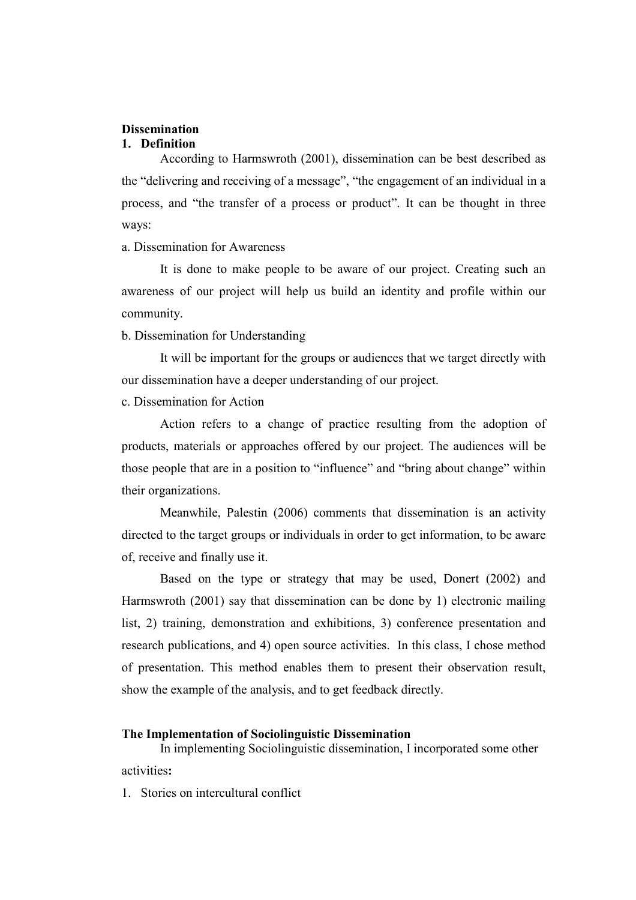**Dissemination**

**1. Definition**

According to Harmswroth (2001), dissemination can be best described as the “delivering and receiving of a message”, “the engagement of an individual in a process, and “the transfer of a process or product”. It can be thought in three ways:

a. Dissemination for Awareness

It is done to make people to be aware of our project. Creating such an awareness of our project will help us build an identity and profile within our community.

b. Dissemination for Understanding

It will be important for the groups or audiences that we target directly with our dissemination have a deeper understanding of our project.

c. Dissemination for Action

Action refers to a change of practice resulting from the adoption of products, materials or approaches offered by our project. The audiences will be those people that are in a position to “influence” and “bring about change” within their organizations.

Meanwhile, Palestin (2006) comments that dissemination is an activity directed to the target groups or individuals in order to get information, to be aware of, receive and finally use it.

Based on the type or strategy that may be used, Donert (2002) and Harmswroth (2001) say that dissemination can be done by 1) electronic mailing list, 2) training, demonstration and exhibitions, 3) conference presentation and research publications, and 4) open source activities. In this class, I chose method of presentation. This method enables them to present their observation result, show the example of the analysis, and to get feedback directly.

**The Implementation of Sociolinguistic Dissemination**

In implementing Sociolinguistic dissemination, I incorporated some other activities**:**

1. Stories on intercultural conflict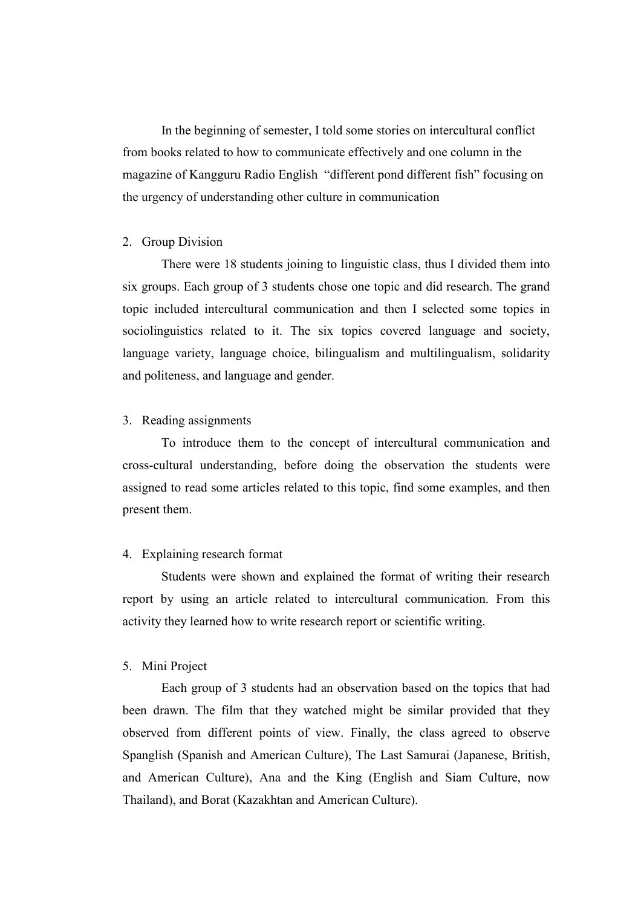In the beginning of semester, I told some stories on intercultural conflict from books related to how to communicate effectively and one column in the magazine of Kangguru Radio English "different pond different fish" focusing on the urgency of understanding other culture in communication

2. Group Division

There were 18 students joining to linguistic class, thus I divided them into six groups. Each group of 3 students chose one topic and did research. The grand topic included intercultural communication and then I selected some topics in sociolinguistics related to it. The six topics covered language and society, language variety, language choice, bilingualism and multilingualism, solidarity and politeness, and language and gender.

3. Reading assignments

To introduce them to the concept of intercultural communication and cross-cultural understanding, before doing the observation the students were assigned to read some articles related to this topic, find some examples, and then present them.

4. Explaining research format

Students were shown and explained the format of writing their research report by using an article related to intercultural communication. From this activity they learned how to write research report or scientific writing.

5. Mini Project

Each group of 3 students had an observation based on the topics that had been drawn. The film that they watched might be similar provided that they observed from different points of view. Finally, the class agreed to observe Spanglish (Spanish and American Culture), The Last Samurai (Japanese, British, and American Culture), Ana and the King (English and Siam Culture, now Thailand), and Borat (Kazakhtan and American Culture).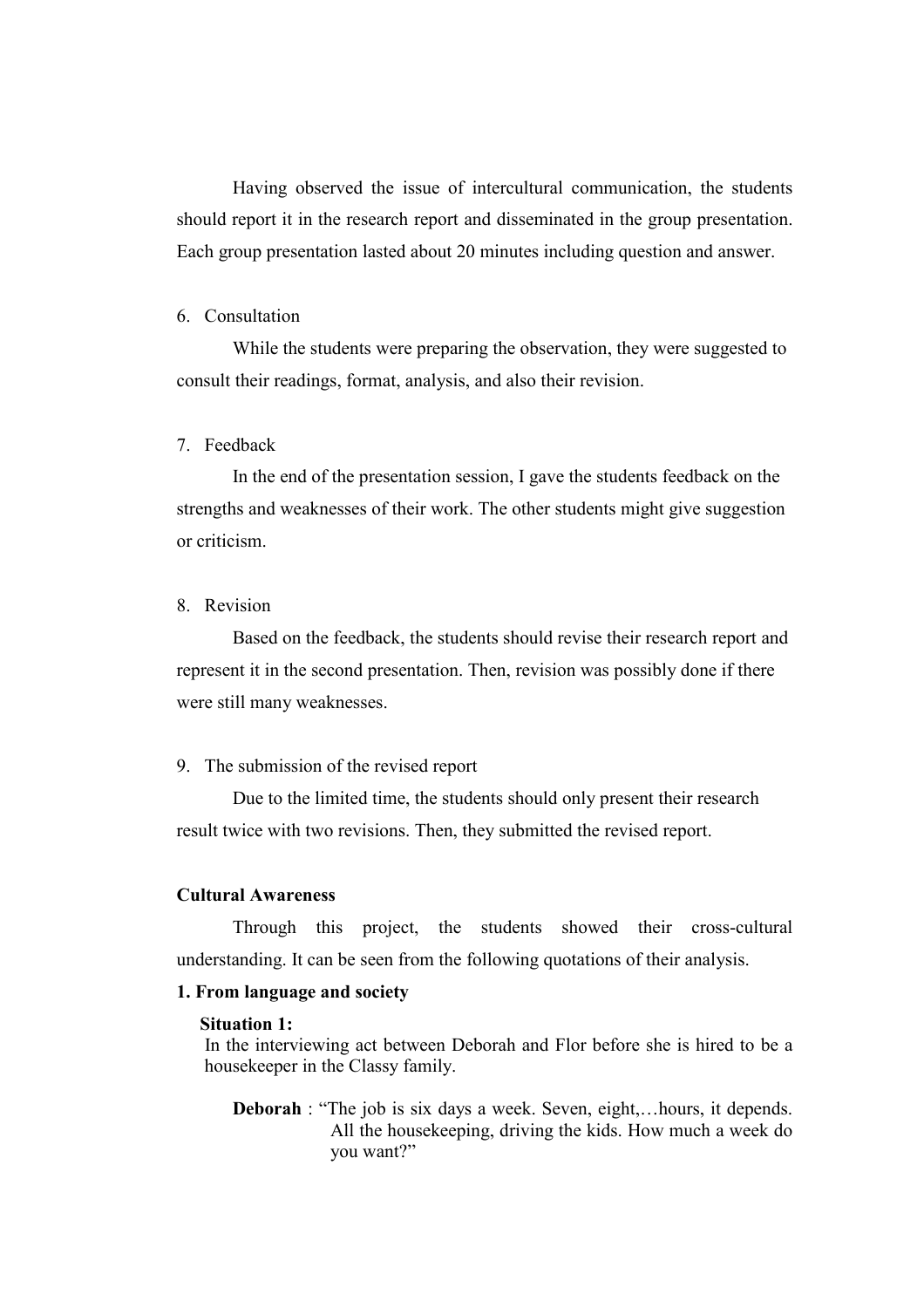Having observed the issue of intercultural communication, the students should report it in the research report and disseminated in the group presentation. Each group presentation lasted about 20 minutes including question and answer.

6. Consultation

While the students were preparing the observation, they were suggested to consult their readings, format, analysis, and also their revision.

7. Feedback

In the end of the presentation session, I gave the students feedback on the strengths and weaknesses of their work. The other students might give suggestion or criticism.

8. Revision

Based on the feedback, the students should revise their research report and represent it in the second presentation. Then, revision was possibly done if there were still many weaknesses.

9. The submission of the revised report

Due to the limited time, the students should only present their research result twice with two revisions. Then, they submitted the revised report.

**Cultural Awareness**

Through this project, the students showed their cross-cultural understanding. It can be seen from the following quotations of their analysis.

**1. From language and society**

**Situation 1:**

In the interviewing act between Deborah and Flor before she is hired to be a housekeeper in the Classy family.

**Deborah** : "The job is six days a week. Seven, eight,…hours, it depends. All the housekeeping, driving the kids. How much a week do you want?"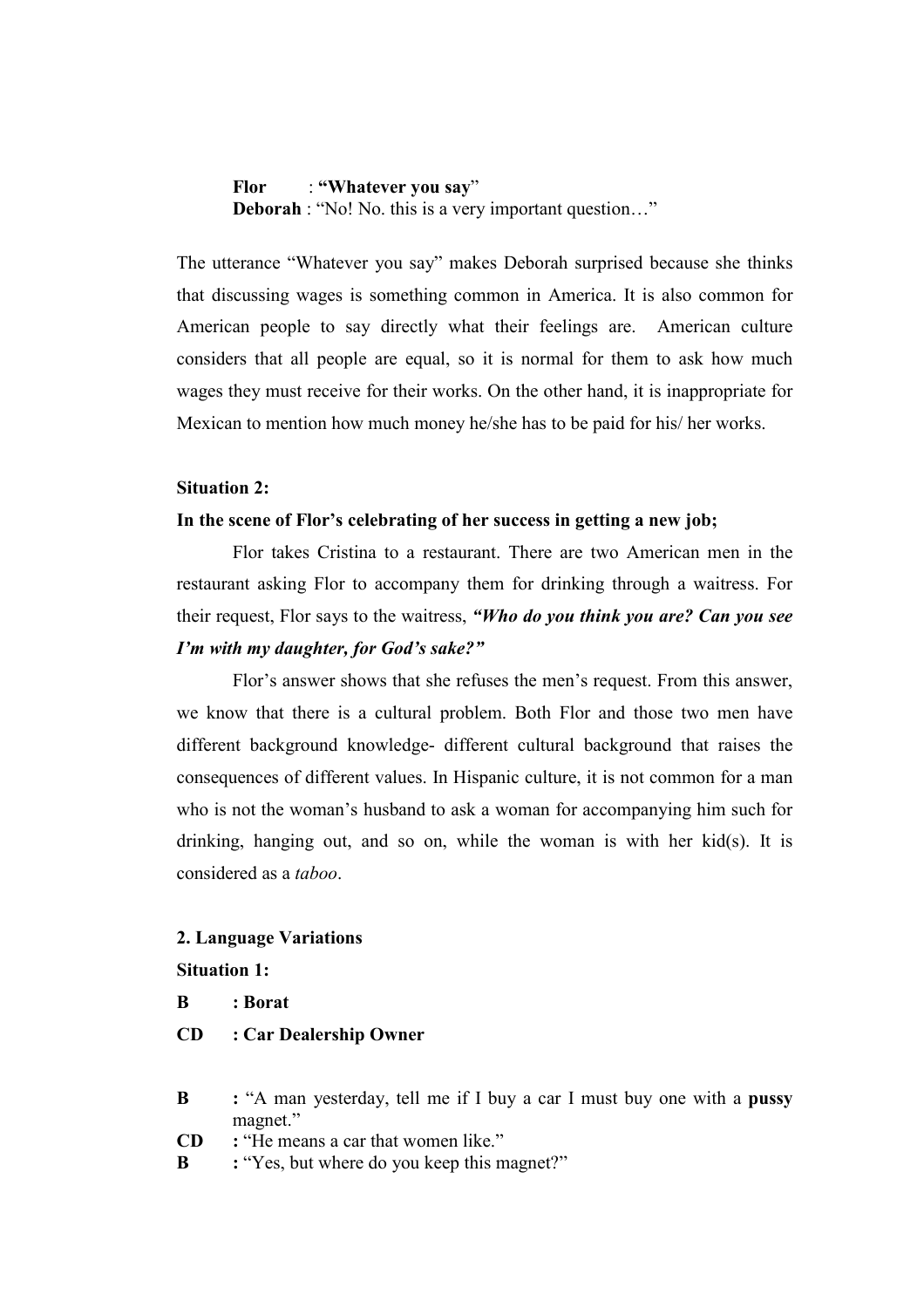**Flor** : **"Whatever you say**"
**Deborah** : "No! No. this is a very important question…"

The utterance "Whatever you say" makes Deborah surprised because she thinks that discussing wages is something common in America. It is also common for American people to say directly what their feelings are. American culture considers that all people are equal, so it is normal for them to ask how much wages they must receive for their works. On the other hand, it is inappropriate for Mexican to mention how much money he/she has to be paid for his/ her works.

**Situation 2:**

**In the scene of Flor's celebrating of her success in getting a new job;**

Flor takes Cristina to a restaurant. There are two American men in the restaurant asking Flor to accompany them for drinking through a waitress. For their request, Flor says to the waitress, ***"Who do you think you are? Can you see I'm with my daughter, for God's sake?"***

Flor's answer shows that she refuses the men's request. From this answer, we know that there is a cultural problem. Both Flor and those two men have different background knowledge- different cultural background that raises the consequences of different values. In Hispanic culture, it is not common for a man who is not the woman's husband to ask a woman for accompanying him such for drinking, hanging out, and so on, while the woman is with her kid(s). It is considered as a *taboo*.

**2. Language Variations**

**Situation 1:**

**B : Borat**

**CD : Car Dealership Owner**

**B :** "A man yesterday, tell me if I buy a car I must buy one with a **pussy** magnet."
**CD :** "He means a car that women like."
**B :** "Yes, but where do you keep this magnet?"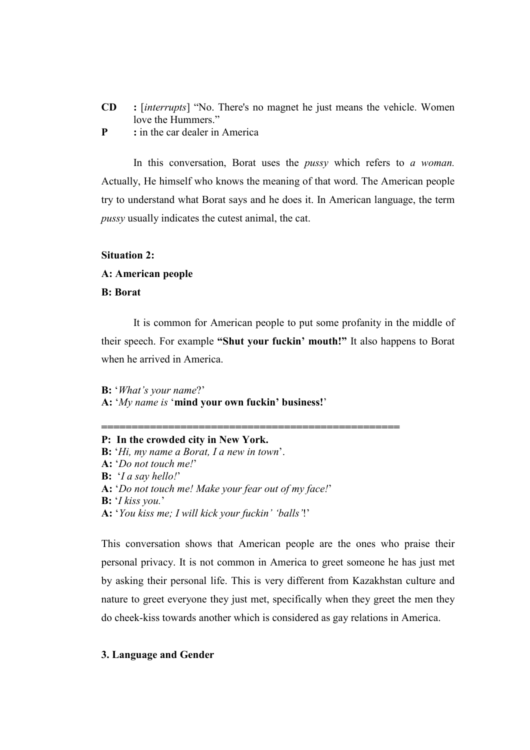**CD** : [*interrupts*] "No. There's no magnet he just means the vehicle. Women love the Hummers."

**P** : in the car dealer in America

In this conversation, Borat uses the *pussy* which refers to *a woman.* Actually, He himself who knows the meaning of that word. The American people try to understand what Borat says and he does it. In American language, the term *pussy* usually indicates the cutest animal, the cat.

**Situation 2:**

**A: American people**

**B: Borat**

It is common for American people to put some profanity in the middle of their speech. For example **"Shut your fuckin' mouth!"** It also happens to Borat when he arrived in America.

**B:** '*What's your name*?'
**A:** '*My name is* '**mind your own fuckin' business!**'

==================================================

**P: In the crowded city in New York.**
**B:** '*Hi, my name a Borat, I a new in town*'.
**A:** '*Do not touch me!*'
**B:** '*I a say hello!*'
**A:** '*Do not touch me! Make your fear out of my face!*'
**B:** '*I kiss you.*'
**A:** '*You kiss me; I will kick your fuckin' 'balls'*!'

This conversation shows that American people are the ones who praise their personal privacy. It is not common in America to greet someone he has just met by asking their personal life. This is very different from Kazakhstan culture and nature to greet everyone they just met, specifically when they greet the men they do cheek-kiss towards another which is considered as gay relations in America.

**3. Language and Gender**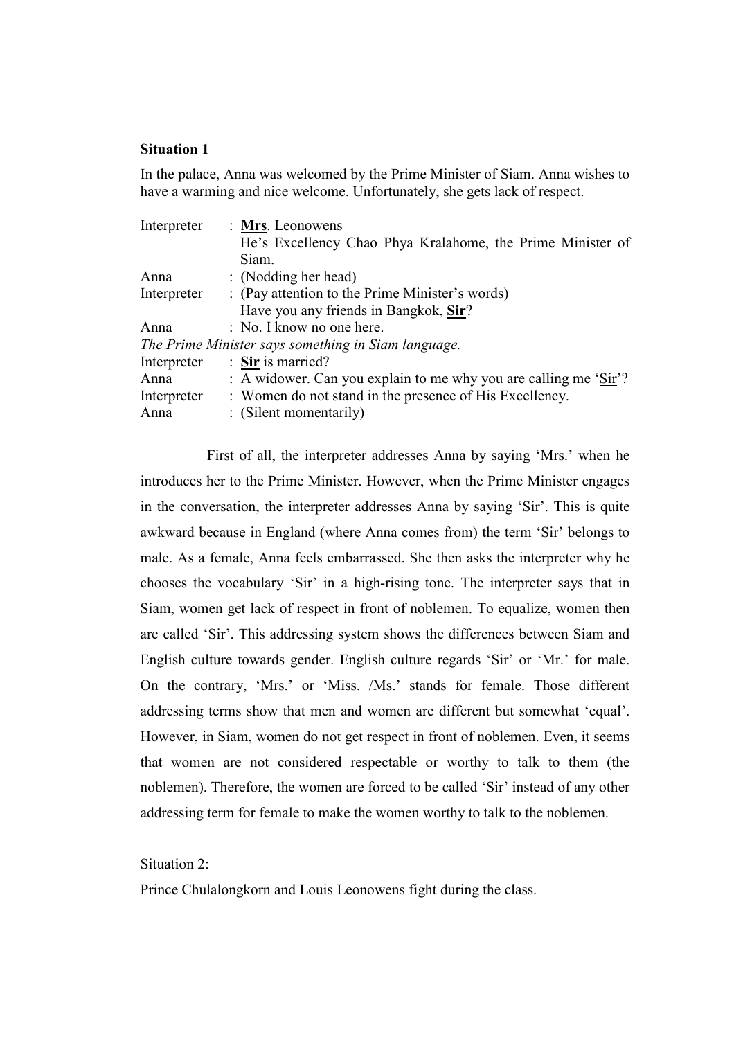**Situation 1**

In the palace, Anna was welcomed by the Prime Minister of Siam. Anna wishes to have a warming and nice welcome. Unfortunately, she gets lack of respect.

| | |
|---|---|
| Interpreter | : **<u>Mrs</u>**. Leonowens<br>He's Excellency Chao Phya Kralahome, the Prime Minister of Siam. |
| Anna | : (Nodding her head) |
| Interpreter | : (Pay attention to the Prime Minister's words)<br>Have you any friends in Bangkok, **<u>Sir</u>**? |
| Anna | : No. I know no one here. |

*The Prime Minister says something in Siam language.*

| | |
|---|---|
| Interpreter | : **<u>Sir</u>** is married? |
| Anna | : A widower. Can you explain to me why you are calling me '<u>Sir</u>'? |
| Interpreter | : Women do not stand in the presence of His Excellency. |
| Anna | : (Silent momentarily) |

First of all, the interpreter addresses Anna by saying 'Mrs.' when he introduces her to the Prime Minister. However, when the Prime Minister engages in the conversation, the interpreter addresses Anna by saying 'Sir'. This is quite awkward because in England (where Anna comes from) the term 'Sir' belongs to male. As a female, Anna feels embarrassed. She then asks the interpreter why he chooses the vocabulary 'Sir' in a high-rising tone. The interpreter says that in Siam, women get lack of respect in front of noblemen. To equalize, women then are called 'Sir'. This addressing system shows the differences between Siam and English culture towards gender. English culture regards 'Sir' or 'Mr.' for male. On the contrary, 'Mrs.' or 'Miss. /Ms.' stands for female. Those different addressing terms show that men and women are different but somewhat 'equal'. However, in Siam, women do not get respect in front of noblemen. Even, it seems that women are not considered respectable or worthy to talk to them (the noblemen). Therefore, the women are forced to be called 'Sir' instead of any other addressing term for female to make the women worthy to talk to the noblemen.

Situation 2:

Prince Chulalongkorn and Louis Leonowens fight during the class.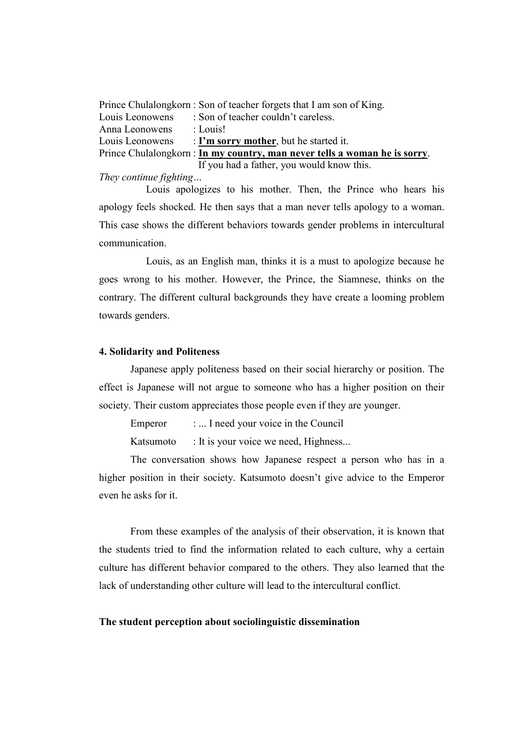Prince Chulalongkorn : Son of teacher forgets that I am son of King.
Louis Leonowens : Son of teacher couldn't careless.
Anna Leonowens : Louis!
Louis Leonowens : **I'm sorry mother**, but he started it.
Prince Chulalongkorn : **In my country, man never tells a woman he is sorry**. If you had a father, you would know this.

*They continue fighting…*

Louis apologizes to his mother. Then, the Prince who hears his apology feels shocked. He then says that a man never tells apology to a woman. This case shows the different behaviors towards gender problems in intercultural communication.

Louis, as an English man, thinks it is a must to apologize because he goes wrong to his mother. However, the Prince, the Siamnese, thinks on the contrary. The different cultural backgrounds they have create a looming problem towards genders.

**4. Solidarity and Politeness**

Japanese apply politeness based on their social hierarchy or position. The effect is Japanese will not argue to someone who has a higher position on their society. Their custom appreciates those people even if they are younger.

Emperor : ... I need your voice in the Council
Katsumoto : It is your voice we need, Highness...

The conversation shows how Japanese respect a person who has in a higher position in their society. Katsumoto doesn't give advice to the Emperor even he asks for it.

From these examples of the analysis of their observation, it is known that the students tried to find the information related to each culture, why a certain culture has different behavior compared to the others. They also learned that the lack of understanding other culture will lead to the intercultural conflict.

**The student perception about sociolinguistic dissemination**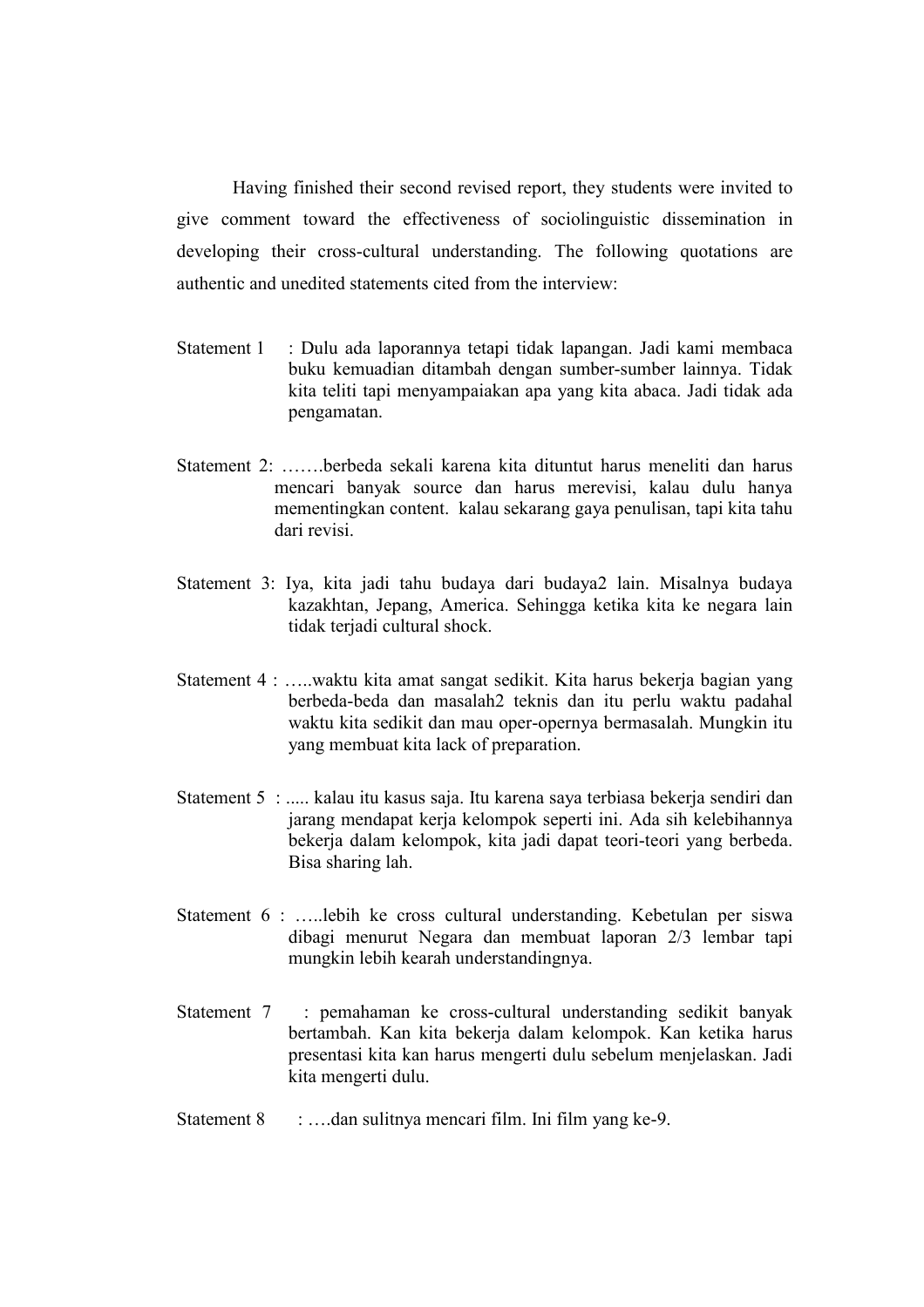Having finished their second revised report, they students were invited to give comment toward the effectiveness of sociolinguistic dissemination in developing their cross-cultural understanding. The following quotations are authentic and unedited statements cited from the interview:

Statement 1 : Dulu ada laporannya tetapi tidak lapangan. Jadi kami membaca buku kemuadian ditambah dengan sumber-sumber lainnya. Tidak kita teliti tapi menyampaiakan apa yang kita abaca. Jadi tidak ada pengamatan.

Statement 2: …….berbeda sekali karena kita dituntut harus meneliti dan harus mencari banyak source dan harus merevisi, kalau dulu hanya mementingkan content. kalau sekarang gaya penulisan, tapi kita tahu dari revisi.

Statement 3: Iya, kita jadi tahu budaya dari budaya2 lain. Misalnya budaya kazakhtan, Jepang, America. Sehingga ketika kita ke negara lain tidak terjadi cultural shock.

Statement 4 : …..waktu kita amat sangat sedikit. Kita harus bekerja bagian yang berbeda-beda dan masalah2 teknis dan itu perlu waktu padahal waktu kita sedikit dan mau oper-opernya bermasalah. Mungkin itu yang membuat kita lack of preparation.

Statement 5 : ..... kalau itu kasus saja. Itu karena saya terbiasa bekerja sendiri dan jarang mendapat kerja kelompok seperti ini. Ada sih kelebihannya bekerja dalam kelompok, kita jadi dapat teori-teori yang berbeda. Bisa sharing lah.

Statement 6 : …..lebih ke cross cultural understanding. Kebetulan per siswa dibagi menurut Negara dan membuat laporan 2/3 lembar tapi mungkin lebih kearah understandingnya.

Statement 7 : pemahaman ke cross-cultural understanding sedikit banyak bertambah. Kan kita bekerja dalam kelompok. Kan ketika harus presentasi kita kan harus mengerti dulu sebelum menjelaskan. Jadi kita mengerti dulu.

Statement 8 : ….dan sulitnya mencari film. Ini film yang ke-9.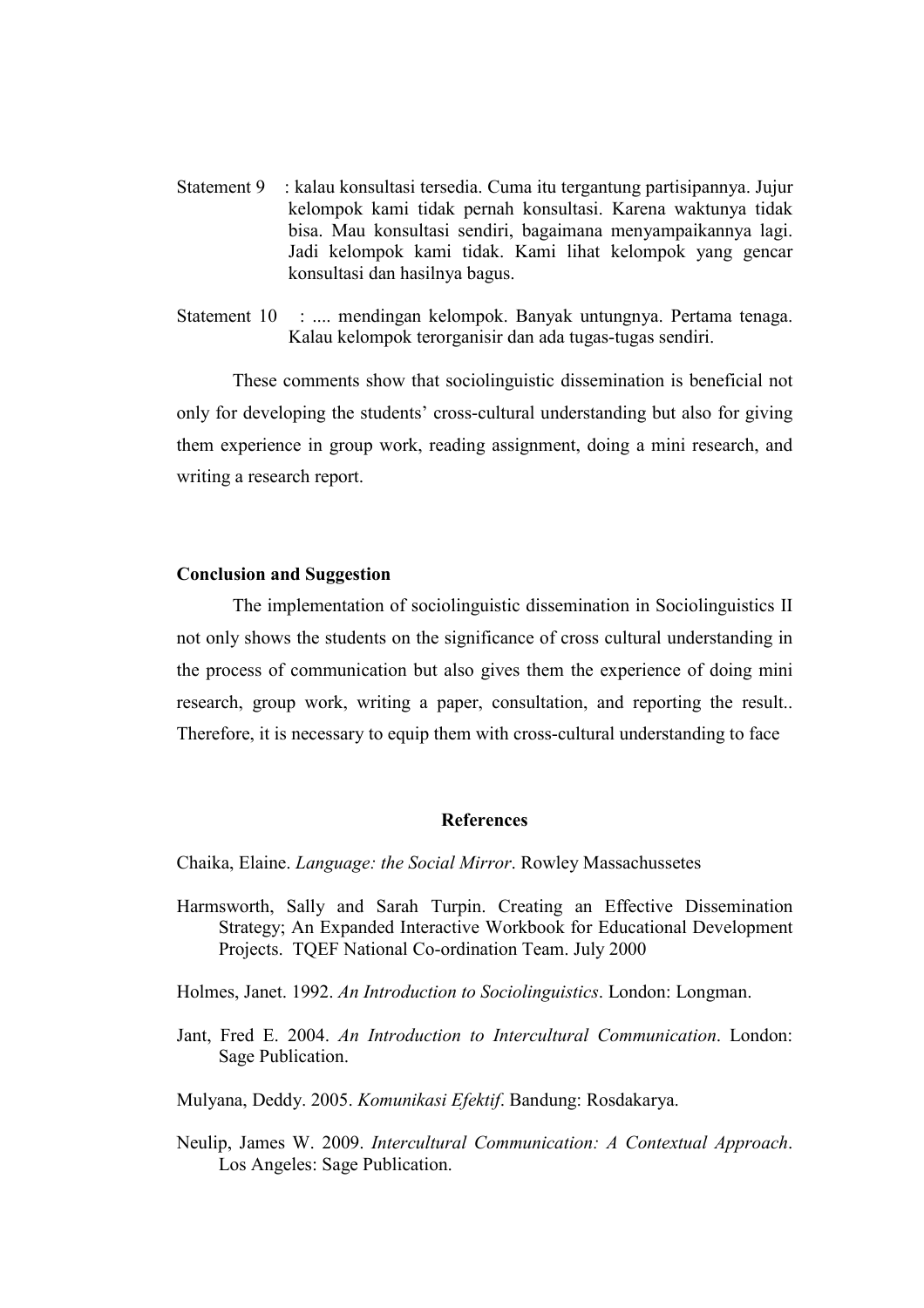Statement 9 : kalau konsultasi tersedia. Cuma itu tergantung partisipannya. Jujur kelompok kami tidak pernah konsultasi. Karena waktunya tidak bisa. Mau konsultasi sendiri, bagaimana menyampaikannya lagi. Jadi kelompok kami tidak. Kami lihat kelompok yang gencar konsultasi dan hasilnya bagus.

Statement 10 : .... mendingan kelompok. Banyak untungnya. Pertama tenaga. Kalau kelompok terorganisir dan ada tugas-tugas sendiri.

These comments show that sociolinguistic dissemination is beneficial not only for developing the students' cross-cultural understanding but also for giving them experience in group work, reading assignment, doing a mini research, and writing a research report.

**Conclusion and Suggestion**

The implementation of sociolinguistic dissemination in Sociolinguistics II not only shows the students on the significance of cross cultural understanding in the process of communication but also gives them the experience of doing mini research, group work, writing a paper, consultation, and reporting the result.. Therefore, it is necessary to equip them with cross-cultural understanding to face

**References**

Chaika, Elaine. *Language: the Social Mirror*. Rowley Massachussetes

Harmsworth, Sally and Sarah Turpin. Creating an Effective Dissemination Strategy; An Expanded Interactive Workbook for Educational Development Projects. TQEF National Co-ordination Team. July 2000

Holmes, Janet. 1992. *An Introduction to Sociolinguistics*. London: Longman.

Jant, Fred E. 2004. *An Introduction to Intercultural Communication*. London: Sage Publication.

Mulyana, Deddy. 2005. *Komunikasi Efektif*. Bandung: Rosdakarya.

Neulip, James W. 2009. *Intercultural Communication: A Contextual Approach*. Los Angeles: Sage Publication.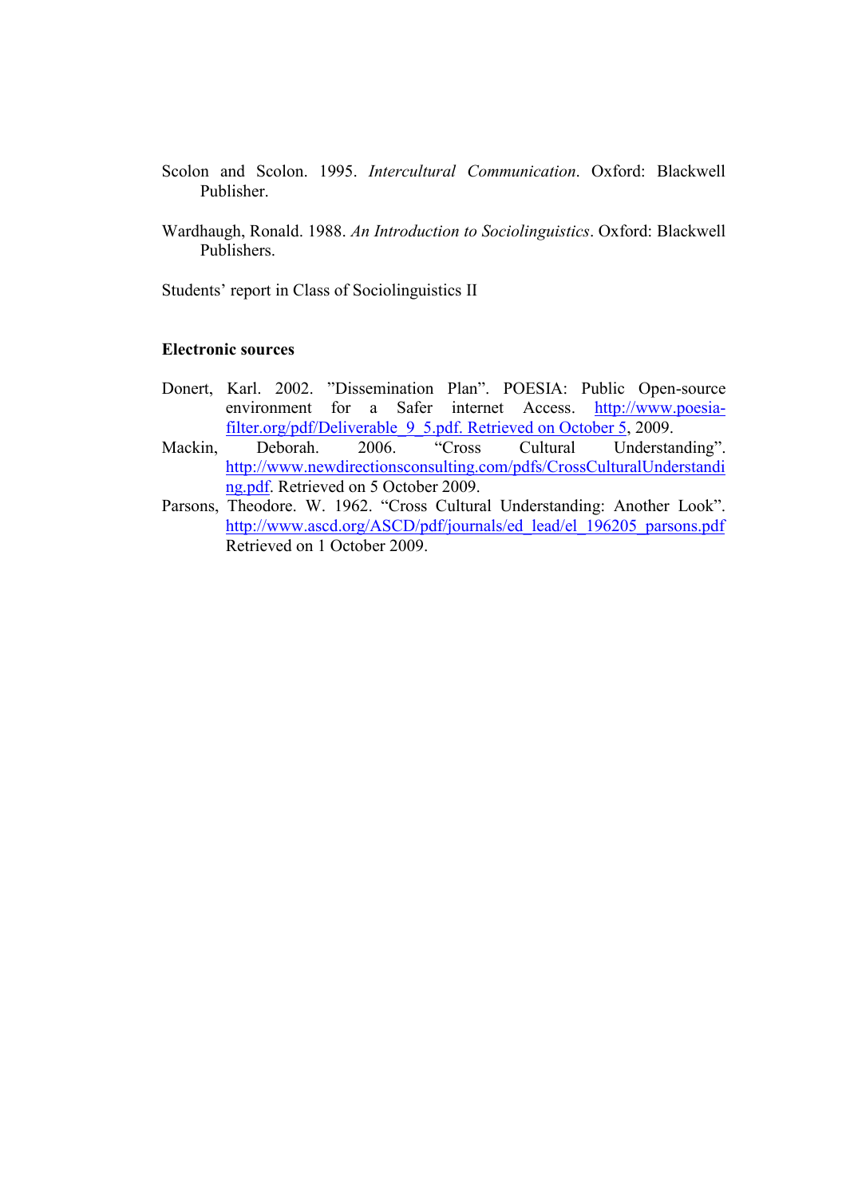Scolon and Scolon. 1995. *Intercultural Communication*. Oxford: Blackwell Publisher.

Wardhaugh, Ronald. 1988. *An Introduction to Sociolinguistics*. Oxford: Blackwell Publishers.

Students' report in Class of Sociolinguistics II

**Electronic sources**

Donert, Karl. 2002. "Dissemination Plan". POESIA: Public Open-source environment for a Safer internet Access. http://www.poesia-filter.org/pdf/Deliverable_9_5.pdf. Retrieved on October 5, 2009.

Mackin, Deborah. 2006. "Cross Cultural Understanding". http://www.newdirectionsconsulting.com/pdfs/CrossCulturalUnderstanding.pdf. Retrieved on 5 October 2009.

Parsons, Theodore. W. 1962. "Cross Cultural Understanding: Another Look". http://www.ascd.org/ASCD/pdf/journals/ed_lead/el_196205_parsons.pdf Retrieved on 1 October 2009.